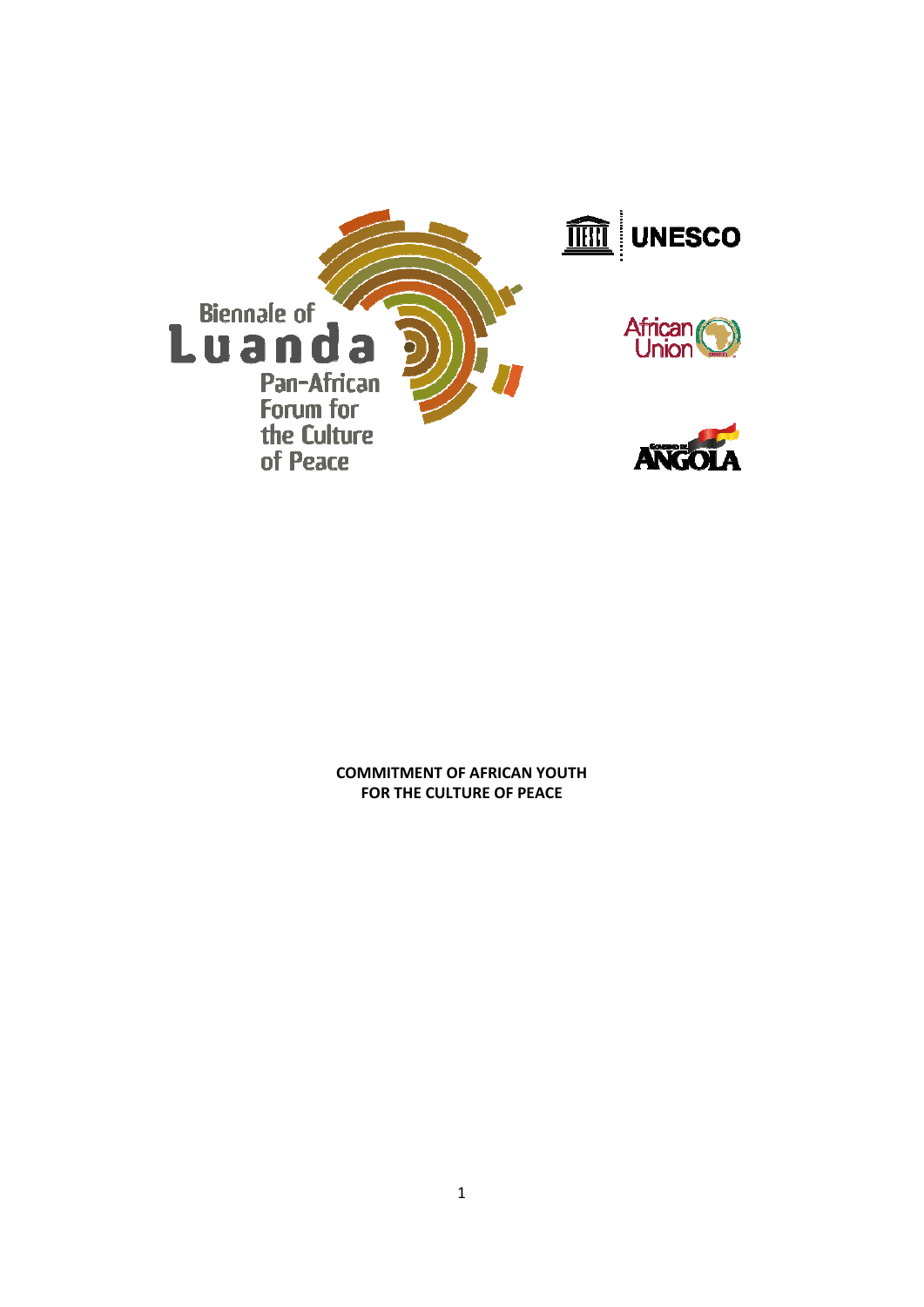Biennale of

Luanda

Pan-African Forum for the Culture of Peace

UNESCO

African Union

ANGOLA

**COMMITMENT OF AFRICAN YOUTH FOR THE CULTURE OF PEACE**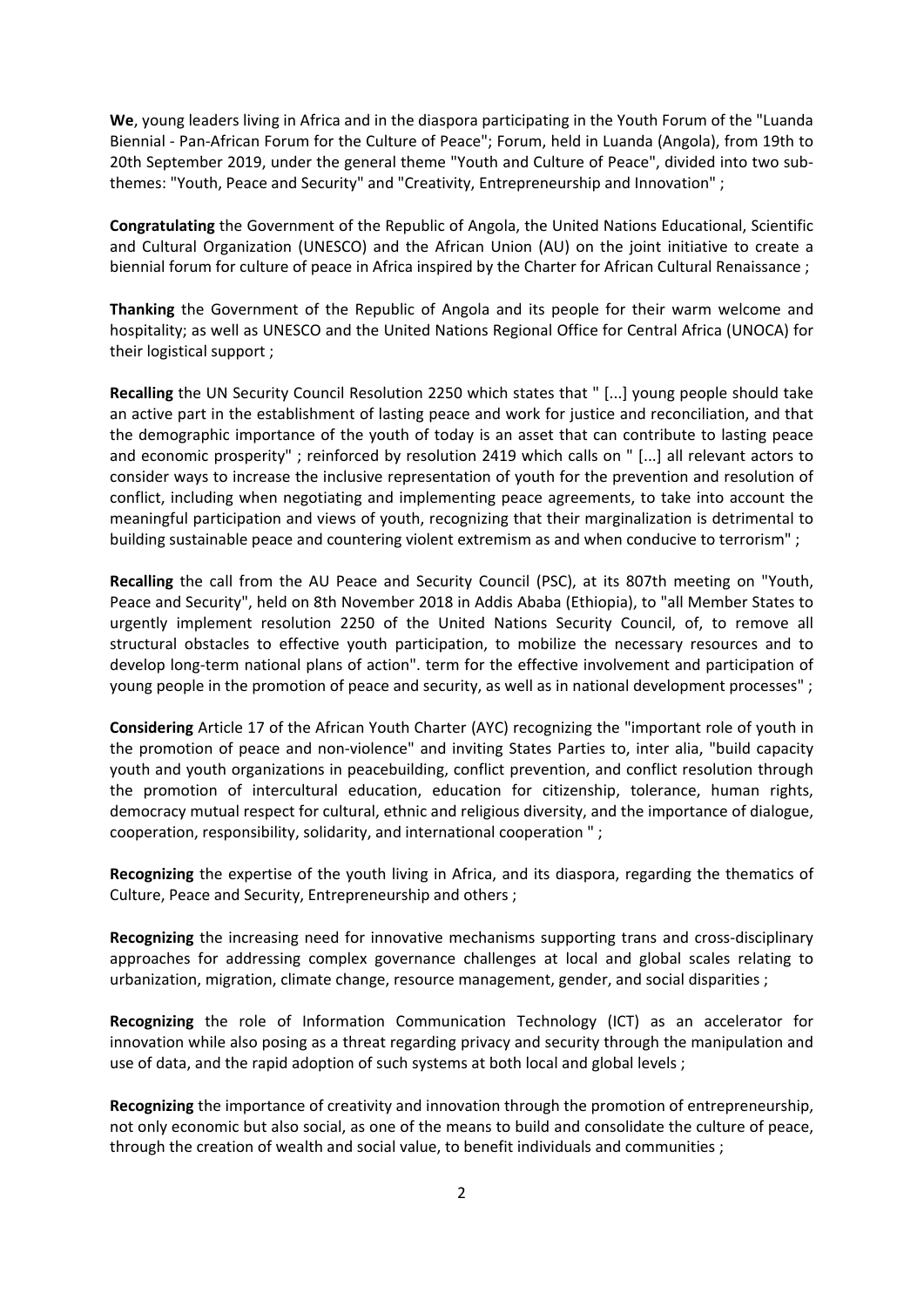**We**, young leaders living in Africa and in the diaspora participating in the Youth Forum of the "Luanda Biennial - Pan-African Forum for the Culture of Peace"; Forum, held in Luanda (Angola), from 19th to 20th September 2019, under the general theme "Youth and Culture of Peace", divided into two sub-themes: "Youth, Peace and Security" and "Creativity, Entrepreneurship and Innovation" ;

**Congratulating** the Government of the Republic of Angola, the United Nations Educational, Scientific and Cultural Organization (UNESCO) and the African Union (AU) on the joint initiative to create a biennial forum for culture of peace in Africa inspired by the Charter for African Cultural Renaissance ;

**Thanking** the Government of the Republic of Angola and its people for their warm welcome and hospitality; as well as UNESCO and the United Nations Regional Office for Central Africa (UNOCA) for their logistical support ;

**Recalling** the UN Security Council Resolution 2250 which states that " [...] young people should take an active part in the establishment of lasting peace and work for justice and reconciliation, and that the demographic importance of the youth of today is an asset that can contribute to lasting peace and economic prosperity" ; reinforced by resolution 2419 which calls on " [...] all relevant actors to consider ways to increase the inclusive representation of youth for the prevention and resolution of conflict, including when negotiating and implementing peace agreements, to take into account the meaningful participation and views of youth, recognizing that their marginalization is detrimental to building sustainable peace and countering violent extremism as and when conducive to terrorism" ;

**Recalling** the call from the AU Peace and Security Council (PSC), at its 807th meeting on "Youth, Peace and Security", held on 8th November 2018 in Addis Ababa (Ethiopia), to "all Member States to urgently implement resolution 2250 of the United Nations Security Council, of, to remove all structural obstacles to effective youth participation, to mobilize the necessary resources and to develop long-term national plans of action". term for the effective involvement and participation of young people in the promotion of peace and security, as well as in national development processes" ;

**Considering** Article 17 of the African Youth Charter (AYC) recognizing the "important role of youth in the promotion of peace and non-violence" and inviting States Parties to, inter alia, "build capacity youth and youth organizations in peacebuilding, conflict prevention, and conflict resolution through the promotion of intercultural education, education for citizenship, tolerance, human rights, democracy mutual respect for cultural, ethnic and religious diversity, and the importance of dialogue, cooperation, responsibility, solidarity, and international cooperation " ;

**Recognizing** the expertise of the youth living in Africa, and its diaspora, regarding the thematics of Culture, Peace and Security, Entrepreneurship and others ;

**Recognizing** the increasing need for innovative mechanisms supporting trans and cross-disciplinary approaches for addressing complex governance challenges at local and global scales relating to urbanization, migration, climate change, resource management, gender, and social disparities ;

**Recognizing** the role of Information Communication Technology (ICT) as an accelerator for innovation while also posing as a threat regarding privacy and security through the manipulation and use of data, and the rapid adoption of such systems at both local and global levels ;

**Recognizing** the importance of creativity and innovation through the promotion of entrepreneurship, not only economic but also social, as one of the means to build and consolidate the culture of peace, through the creation of wealth and social value, to benefit individuals and communities ;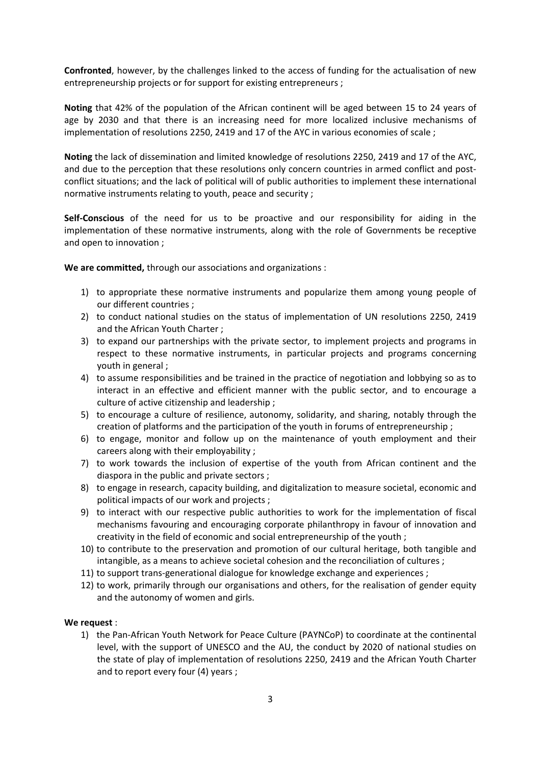**Confronted**, however, by the challenges linked to the access of funding for the actualisation of new entrepreneurship projects or for support for existing entrepreneurs ;

**Noting** that 42% of the population of the African continent will be aged between 15 to 24 years of age by 2030 and that there is an increasing need for more localized inclusive mechanisms of implementation of resolutions 2250, 2419 and 17 of the AYC in various economies of scale ;

**Noting** the lack of dissemination and limited knowledge of resolutions 2250, 2419 and 17 of the AYC, and due to the perception that these resolutions only concern countries in armed conflict and post-conflict situations; and the lack of political will of public authorities to implement these international normative instruments relating to youth, peace and security ;

**Self-Conscious** of the need for us to be proactive and our responsibility for aiding in the implementation of these normative instruments, along with the role of Governments be receptive and open to innovation ;

**We are committed,** through our associations and organizations :

1) to appropriate these normative instruments and popularize them among young people of our different countries ;
2) to conduct national studies on the status of implementation of UN resolutions 2250, 2419 and the African Youth Charter ;
3) to expand our partnerships with the private sector, to implement projects and programs in respect to these normative instruments, in particular projects and programs concerning youth in general ;
4) to assume responsibilities and be trained in the practice of negotiation and lobbying so as to interact in an effective and efficient manner with the public sector, and to encourage a culture of active citizenship and leadership ;
5) to encourage a culture of resilience, autonomy, solidarity, and sharing, notably through the creation of platforms and the participation of the youth in forums of entrepreneurship ;
6) to engage, monitor and follow up on the maintenance of youth employment and their careers along with their employability ;
7) to work towards the inclusion of expertise of the youth from African continent and the diaspora in the public and private sectors ;
8) to engage in research, capacity building, and digitalization to measure societal, economic and political impacts of our work and projects ;
9) to interact with our respective public authorities to work for the implementation of fiscal mechanisms favouring and encouraging corporate philanthropy in favour of innovation and creativity in the field of economic and social entrepreneurship of the youth ;
10) to contribute to the preservation and promotion of our cultural heritage, both tangible and intangible, as a means to achieve societal cohesion and the reconciliation of cultures ;
11) to support trans-generational dialogue for knowledge exchange and experiences ;
12) to work, primarily through our organisations and others, for the realisation of gender equity and the autonomy of women and girls.

**We request** :

1) the Pan-African Youth Network for Peace Culture (PAYNCoP) to coordinate at the continental level, with the support of UNESCO and the AU, the conduct by 2020 of national studies on the state of play of implementation of resolutions 2250, 2419 and the African Youth Charter and to report every four (4) years ;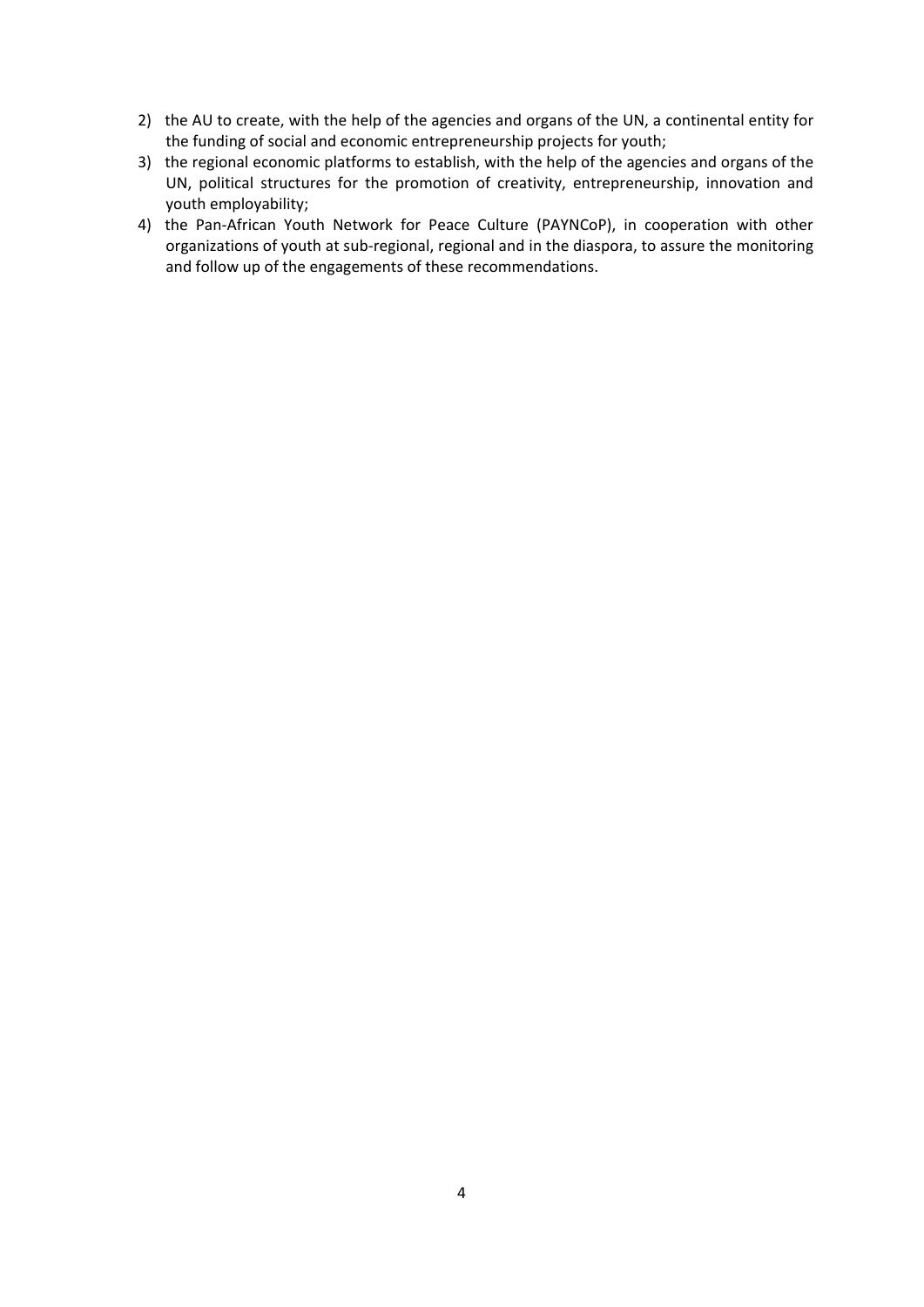2) the AU to create, with the help of the agencies and organs of the UN, a continental entity for the funding of social and economic entrepreneurship projects for youth;
3) the regional economic platforms to establish, with the help of the agencies and organs of the UN, political structures for the promotion of creativity, entrepreneurship, innovation and youth employability;
4) the Pan-African Youth Network for Peace Culture (PAYNCoP), in cooperation with other organizations of youth at sub-regional, regional and in the diaspora, to assure the monitoring and follow up of the engagements of these recommendations.